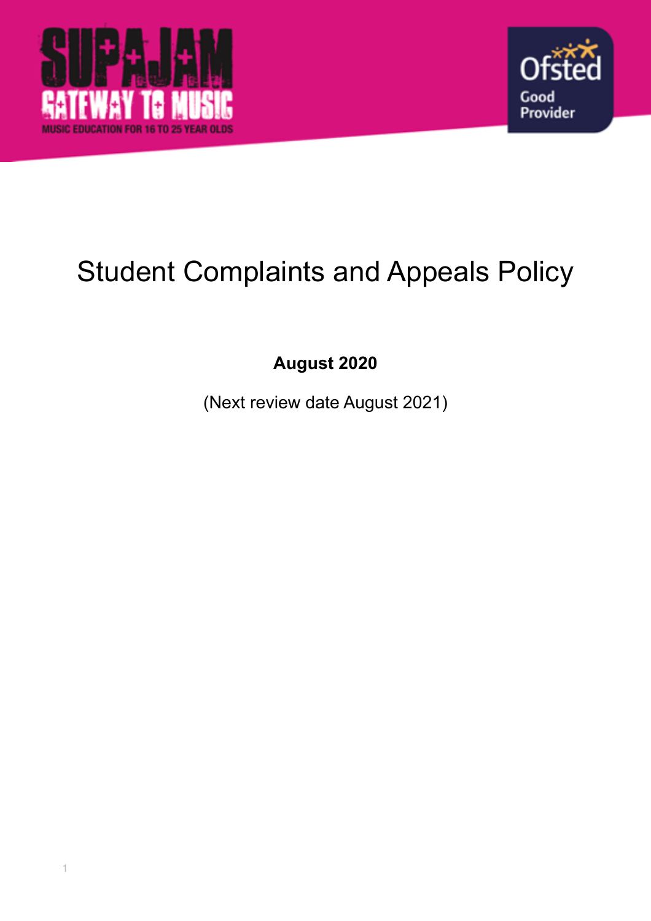# Student Complaints and Appeals Policy

**August 2020**

(Next review date August 2021)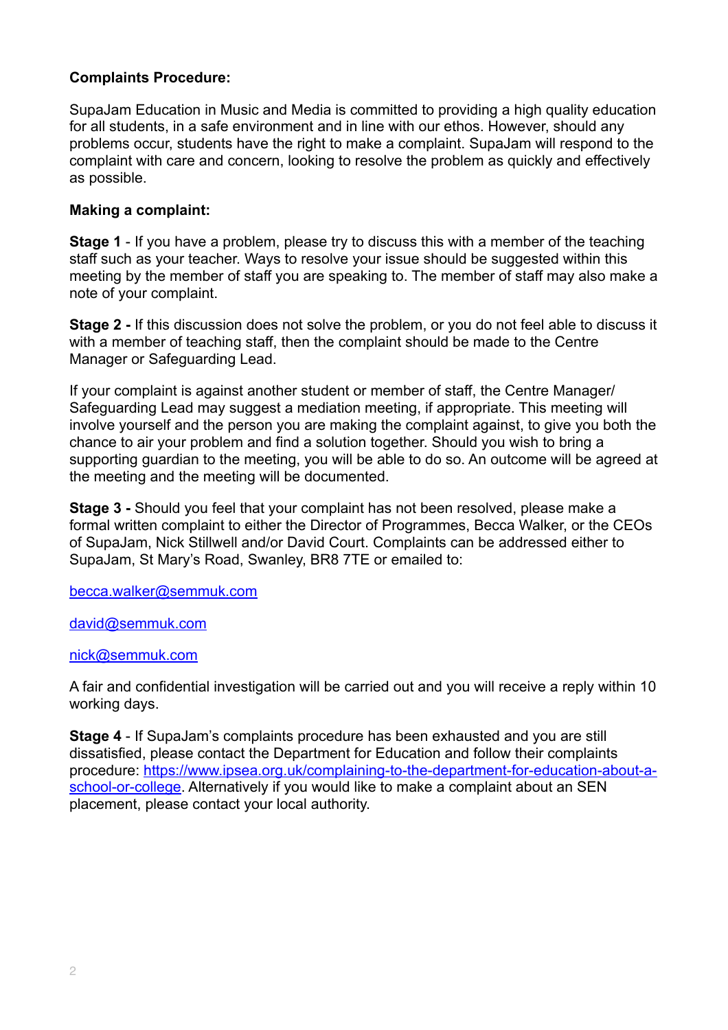**Complaints Procedure:**

SupaJam Education in Music and Media is committed to providing a high quality education for all students, in a safe environment and in line with our ethos. However, should any problems occur, students have the right to make a complaint. SupaJam will respond to the complaint with care and concern, looking to resolve the problem as quickly and effectively as possible.

**Making a complaint:**

**Stage 1** - If you have a problem, please try to discuss this with a member of the teaching staff such as your teacher. Ways to resolve your issue should be suggested within this meeting by the member of staff you are speaking to. The member of staff may also make a note of your complaint.

**Stage 2 -** If this discussion does not solve the problem, or you do not feel able to discuss it with a member of teaching staff, then the complaint should be made to the Centre Manager or Safeguarding Lead.

If your complaint is against another student or member of staff, the Centre Manager/ Safeguarding Lead may suggest a mediation meeting, if appropriate. This meeting will involve yourself and the person you are making the complaint against, to give you both the chance to air your problem and find a solution together. Should you wish to bring a supporting guardian to the meeting, you will be able to do so. An outcome will be agreed at the meeting and the meeting will be documented.

**Stage 3 -** Should you feel that your complaint has not been resolved, please make a formal written complaint to either the Director of Programmes, Becca Walker, or the CEOs of SupaJam, Nick Stillwell and/or David Court. Complaints can be addressed either to SupaJam, St Mary's Road, Swanley, BR8 7TE or emailed to:

[becca.walker@semmuk.com](mailto:becca.walker@semmuk.com)

[david@semmuk.com](mailto:david@semmuk.com)

[nick@semmuk.com](mailto:nick@semmuk.com)

A fair and confidential investigation will be carried out and you will receive a reply within 10 working days.

**Stage 4** - If SupaJam's complaints procedure has been exhausted and you are still dissatisfied, please contact the Department for Education and follow their complaints procedure: [https://www.ipsea.org.uk/complaining-to-the-department-for-education-about-a-school-or-college](https://www.ipsea.org.uk/complaining-to-the-department-for-education-about-a-school-or-college). Alternatively if you would like to make a complaint about an SEN placement, please contact your local authority.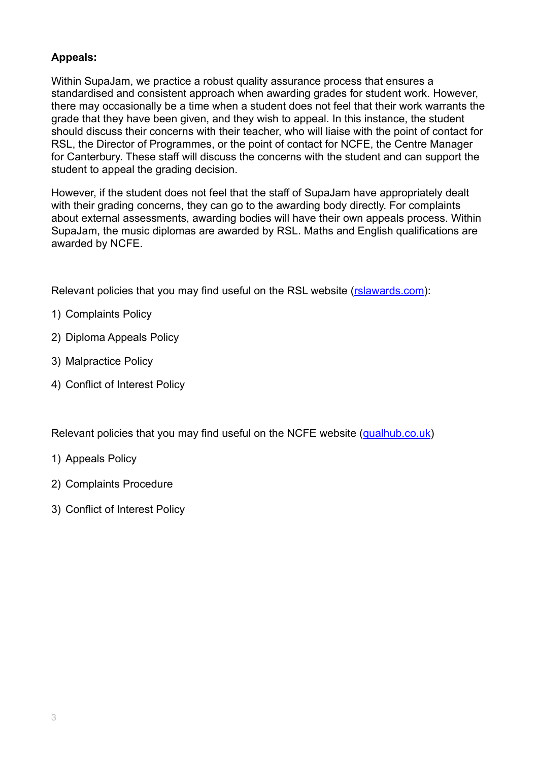**Appeals:**

Within SupaJam, we practice a robust quality assurance process that ensures a standardised and consistent approach when awarding grades for student work. However, there may occasionally be a time when a student does not feel that their work warrants the grade that they have been given, and they wish to appeal. In this instance, the student should discuss their concerns with their teacher, who will liaise with the point of contact for RSL, the Director of Programmes, or the point of contact for NCFE, the Centre Manager for Canterbury. These staff will discuss the concerns with the student and can support the student to appeal the grading decision.

However, if the student does not feel that the staff of SupaJam have appropriately dealt with their grading concerns, they can go to the awarding body directly. For complaints about external assessments, awarding bodies will have their own appeals process. Within SupaJam, the music diplomas are awarded by RSL. Maths and English qualifications are awarded by NCFE.

Relevant policies that you may find useful on the RSL website (rslawards.com):

1) Complaints Policy
2) Diploma Appeals Policy
3) Malpractice Policy
4) Conflict of Interest Policy

Relevant policies that you may find useful on the NCFE website (qualhub.co.uk)

1) Appeals Policy
2) Complaints Procedure
3) Conflict of Interest Policy